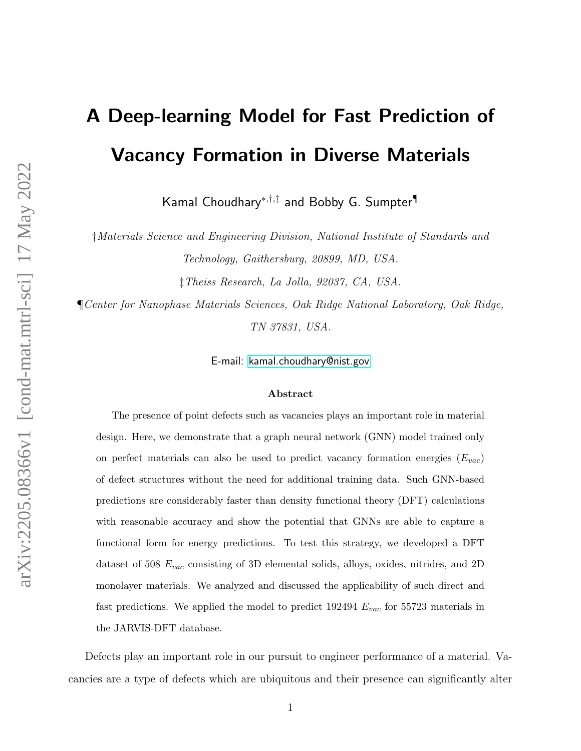# A Deep-learning Model for Fast Prediction of Vacancy Formation in Diverse Materials

Kamal Choudhary[*,†,‡] and Bobby G. Sumpter[¶]

†*Materials Science and Engineering Division, National Institute of Standards and Technology, Gaithersburg, 20899, MD, USA.*

‡*Theiss Research, La Jolla, 92037, CA, USA.*

¶*Center for Nanophase Materials Sciences, Oak Ridge National Laboratory, Oak Ridge, TN 37831, USA.*

E-mail: kamal.choudhary@nist.gov

### Abstract

The presence of point defects such as vacancies plays an important role in material design. Here, we demonstrate that a graph neural network (GNN) model trained only on perfect materials can also be used to predict vacancy formation energies ($E_{vac}$) of defect structures without the need for additional training data. Such GNN-based predictions are considerably faster than density functional theory (DFT) calculations with reasonable accuracy and show the potential that GNNs are able to capture a functional form for energy predictions. To test this strategy, we developed a DFT dataset of 508 $E_{vac}$ consisting of 3D elemental solids, alloys, oxides, nitrides, and 2D monolayer materials. We analyzed and discussed the applicability of such direct and fast predictions. We applied the model to predict 192494 $E_{vac}$ for 55723 materials in the JARVIS-DFT database.

Defects play an important role in our pursuit to engineer performance of a material. Vacancies are a type of defects which are ubiquitous and their presence can significantly alter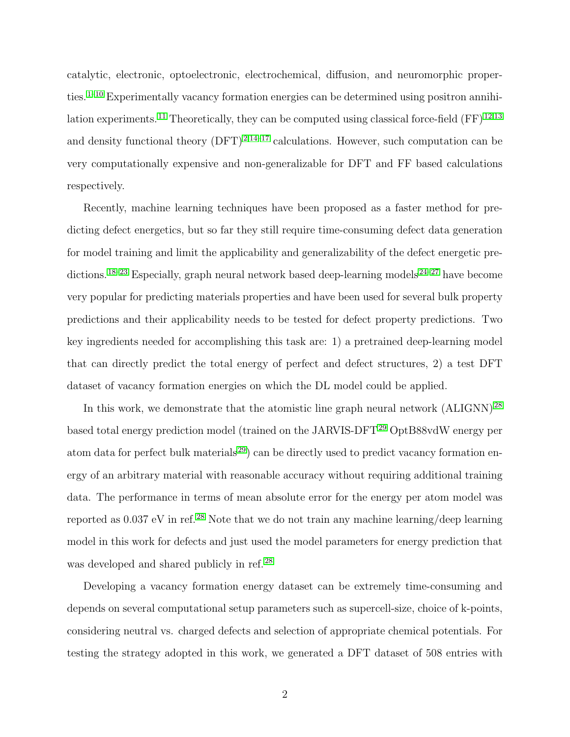catalytic, electronic, optoelectronic, electrochemical, diffusion, and neuromorphic properties.[1–10] Experimentally vacancy formation energies can be determined using positron annihilation experiments.[11] Theoretically, they can be computed using classical force-field (FF)[12,13] and density functional theory (DFT)[2,14–17] calculations. However, such computation can be very computationally expensive and non-generalizable for DFT and FF based calculations respectively.

Recently, machine learning techniques have been proposed as a faster method for predicting defect energetics, but so far they still require time-consuming defect data generation for model training and limit the applicability and generalizability of the defect energetic predictions.[18–23] Especially, graph neural network based deep-learning models[24–27] have become very popular for predicting materials properties and have been used for several bulk property predictions and their applicability needs to be tested for defect property predictions. Two key ingredients needed for accomplishing this task are: 1) a pretrained deep-learning model that can directly predict the total energy of perfect and defect structures, 2) a test DFT dataset of vacancy formation energies on which the DL model could be applied.

In this work, we demonstrate that the atomistic line graph neural network (ALIGNN)[28] based total energy prediction model (trained on the JARVIS-DFT[29] OptB88vdW energy per atom data for perfect bulk materials[29]) can be directly used to predict vacancy formation energy of an arbitrary material with reasonable accuracy without requiring additional training data. The performance in terms of mean absolute error for the energy per atom model was reported as 0.037 eV in ref.[28] Note that we do not train any machine learning/deep learning model in this work for defects and just used the model parameters for energy prediction that was developed and shared publicly in ref.[28]

Developing a vacancy formation energy dataset can be extremely time-consuming and depends on several computational setup parameters such as supercell-size, choice of k-points, considering neutral vs. charged defects and selection of appropriate chemical potentials. For testing the strategy adopted in this work, we generated a DFT dataset of 508 entries with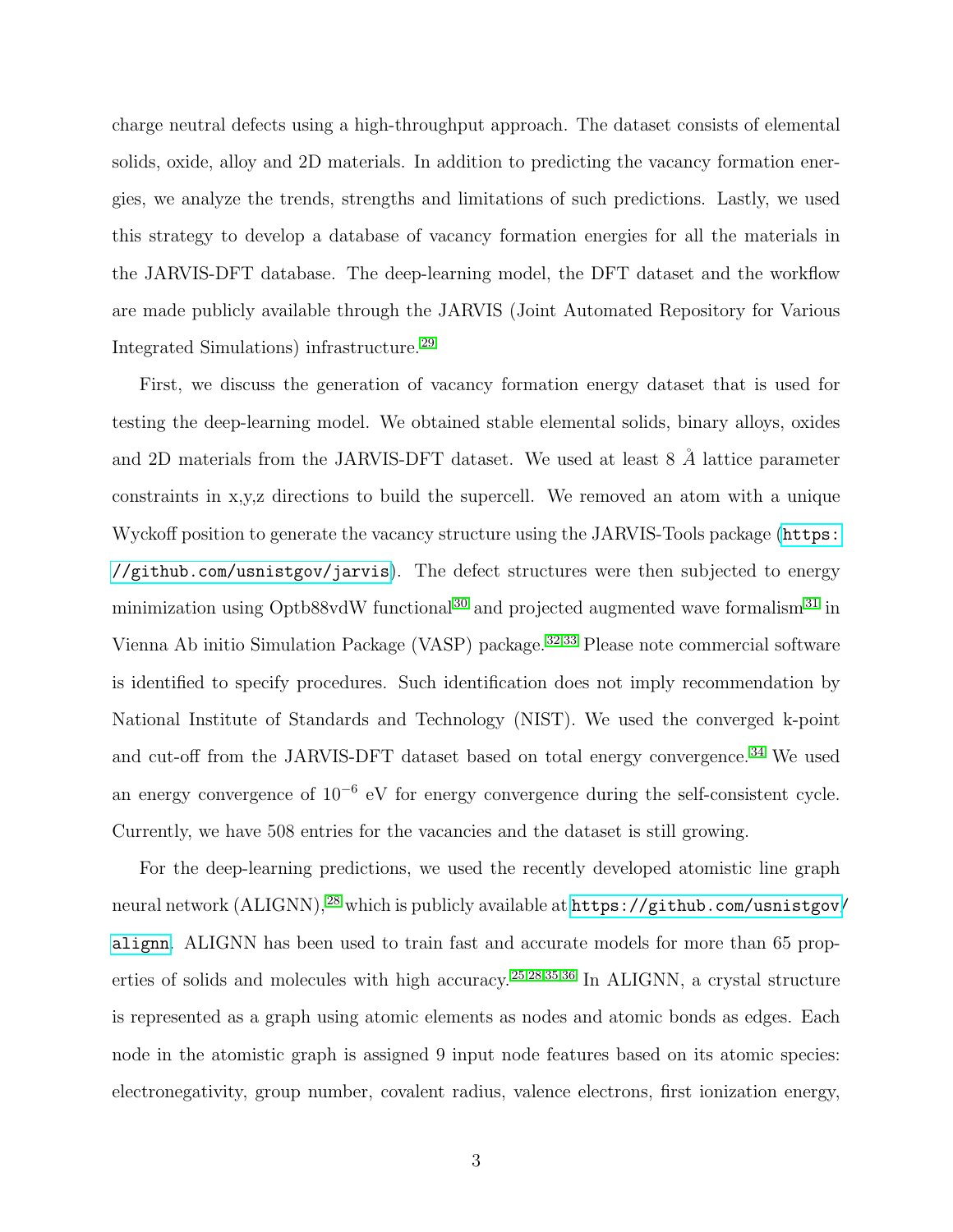charge neutral defects using a high-throughput approach. The dataset consists of elemental solids, oxide, alloy and 2D materials. In addition to predicting the vacancy formation energies, we analyze the trends, strengths and limitations of such predictions. Lastly, we used this strategy to develop a database of vacancy formation energies for all the materials in the JARVIS-DFT database. The deep-learning model, the DFT dataset and the workflow are made publicly available through the JARVIS (Joint Automated Repository for Various Integrated Simulations) infrastructure.[29]

First, we discuss the generation of vacancy formation energy dataset that is used for testing the deep-learning model. We obtained stable elemental solids, binary alloys, oxides and 2D materials from the JARVIS-DFT dataset. We used at least 8 $\AA$ lattice parameter constraints in x,y,z directions to build the supercell. We removed an atom with a unique Wyckoff position to generate the vacancy structure using the JARVIS-Tools package (`https://github.com/usnistgov/jarvis`). The defect structures were then subjected to energy minimization using Optb88vdW functional[30] and projected augmented wave formalism[31] in Vienna Ab initio Simulation Package (VASP) package.[32,33] Please note commercial software is identified to specify procedures. Such identification does not imply recommendation by National Institute of Standards and Technology (NIST). We used the converged k-point and cut-off from the JARVIS-DFT dataset based on total energy convergence.[34] We used an energy convergence of $10^{-6}$ eV for energy convergence during the self-consistent cycle. Currently, we have 508 entries for the vacancies and the dataset is still growing.

For the deep-learning predictions, we used the recently developed atomistic line graph neural network (ALIGNN),[28] which is publicly available at `https://github.com/usnistgov/alignn`. ALIGNN has been used to train fast and accurate models for more than 65 properties of solids and molecules with high accuracy.[25,28,35,36] In ALIGNN, a crystal structure is represented as a graph using atomic elements as nodes and atomic bonds as edges. Each node in the atomistic graph is assigned 9 input node features based on its atomic species: electronegativity, group number, covalent radius, valence electrons, first ionization energy,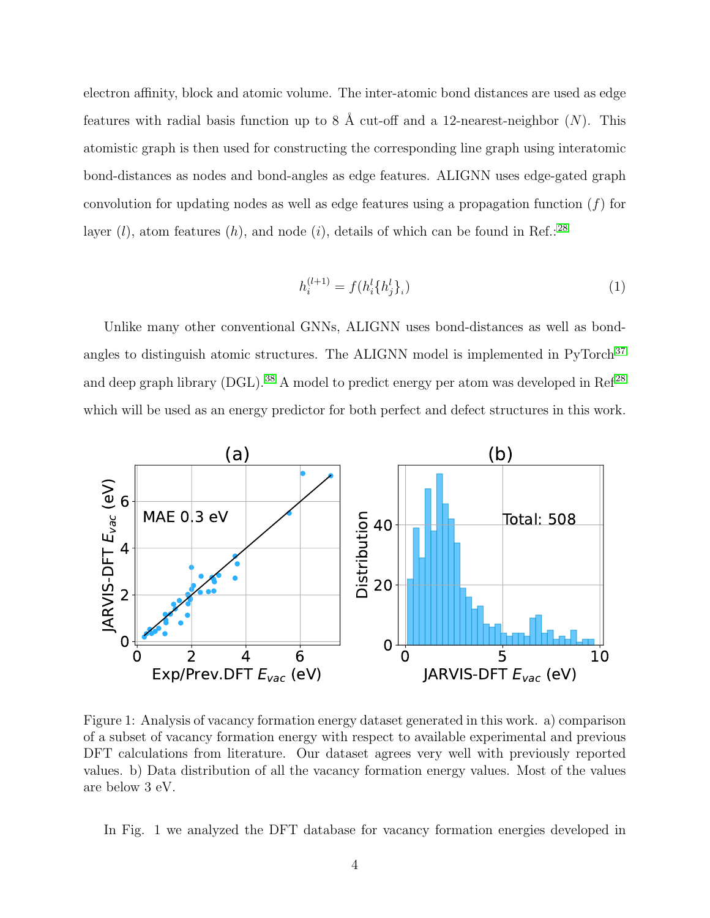electron affinity, block and atomic volume. The inter-atomic bond distances are used as edge features with radial basis function up to 8 Å cut-off and a 12-nearest-neighbor ($N$). This atomistic graph is then used for constructing the corresponding line graph using interatomic bond-distances as nodes and bond-angles as edge features. ALIGNN uses edge-gated graph convolution for updating nodes as well as edge features using a propagation function ($f$) for layer ($l$), atom features ($h$), and node ($i$), details of which can be found in Ref.:[28]

$$h_i^{(l+1)} = f(h_i^l \{h_j^l\}_i) \tag{1}$$

Unlike many other conventional GNNs, ALIGNN uses bond-distances as well as bond-angles to distinguish atomic structures. The ALIGNN model is implemented in PyTorch[37] and deep graph library (DGL).[38] A model to predict energy per atom was developed in Ref[28] which will be used as an energy predictor for both perfect and defect structures in this work.

Figure 1: Analysis of vacancy formation energy dataset generated in this work. a) comparison of a subset of vacancy formation energy with respect to available experimental and previous DFT calculations from literature. Our dataset agrees very well with previously reported values. b) Data distribution of all the vacancy formation energy values. Most of the values are below 3 eV.

In Fig. 1 we analyzed the DFT database for vacancy formation energies developed in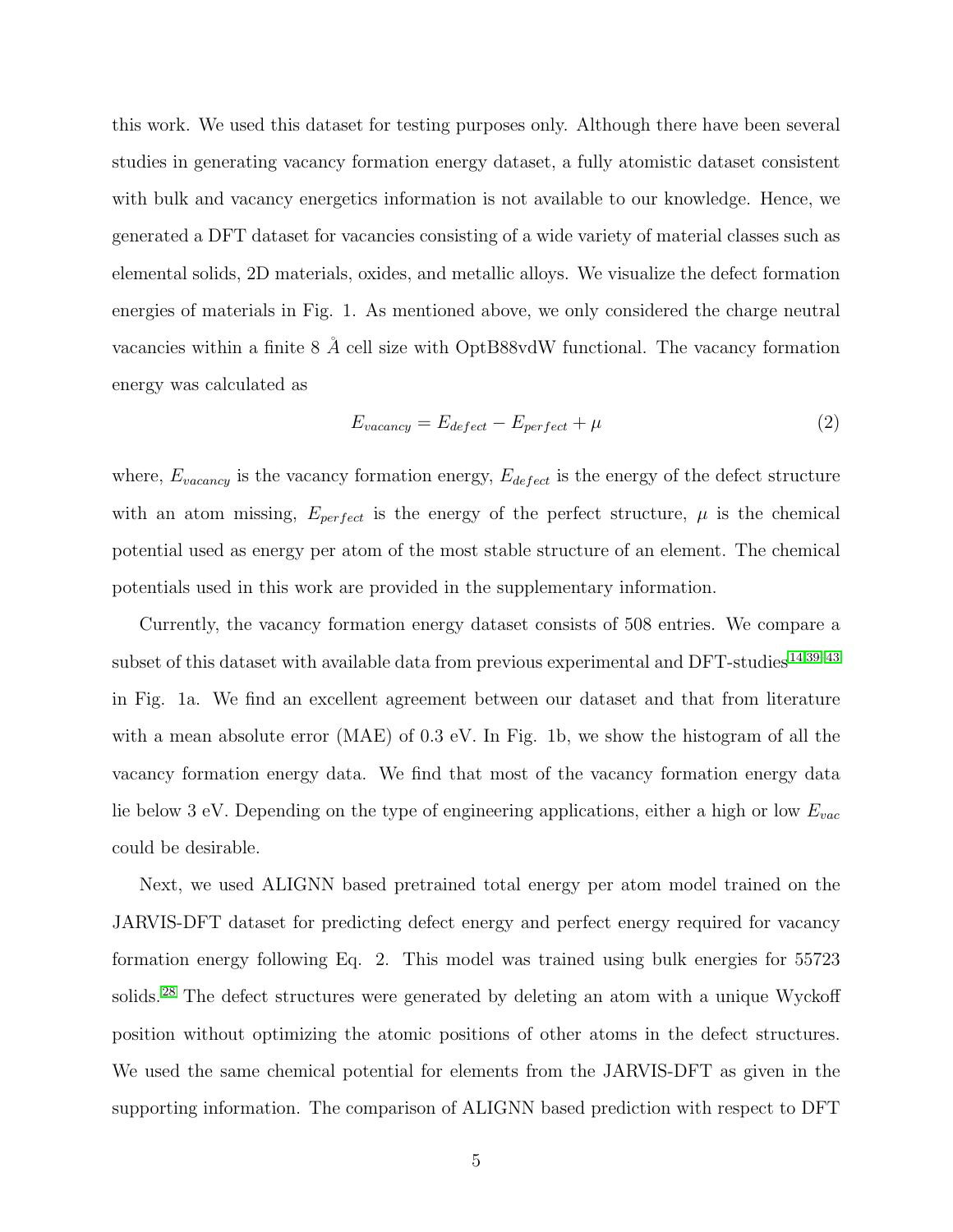this work. We used this dataset for testing purposes only. Although there have been several studies in generating vacancy formation energy dataset, a fully atomistic dataset consistent with bulk and vacancy energetics information is not available to our knowledge. Hence, we generated a DFT dataset for vacancies consisting of a wide variety of material classes such as elemental solids, 2D materials, oxides, and metallic alloys. We visualize the defect formation energies of materials in Fig. 1. As mentioned above, we only considered the charge neutral vacancies within a finite 8 Å cell size with OptB88vdW functional. The vacancy formation energy was calculated as

$$E_{vacancy} = E_{defect} - E_{perfect} + \mu \tag{2}$$

where, $E_{vacancy}$ is the vacancy formation energy, $E_{defect}$ is the energy of the defect structure with an atom missing, $E_{perfect}$ is the energy of the perfect structure, $\mu$ is the chemical potential used as energy per atom of the most stable structure of an element. The chemical potentials used in this work are provided in the supplementary information.

Currently, the vacancy formation energy dataset consists of 508 entries. We compare a subset of this dataset with available data from previous experimental and DFT-studies[14,39–43] in Fig. 1a. We find an excellent agreement between our dataset and that from literature with a mean absolute error (MAE) of 0.3 eV. In Fig. 1b, we show the histogram of all the vacancy formation energy data. We find that most of the vacancy formation energy data lie below 3 eV. Depending on the type of engineering applications, either a high or low $E_{vac}$ could be desirable.

Next, we used ALIGNN based pretrained total energy per atom model trained on the JARVIS-DFT dataset for predicting defect energy and perfect energy required for vacancy formation energy following Eq. 2. This model was trained using bulk energies for 55723 solids.[28] The defect structures were generated by deleting an atom with a unique Wyckoff position without optimizing the atomic positions of other atoms in the defect structures. We used the same chemical potential for elements from the JARVIS-DFT as given in the supporting information. The comparison of ALIGNN based prediction with respect to DFT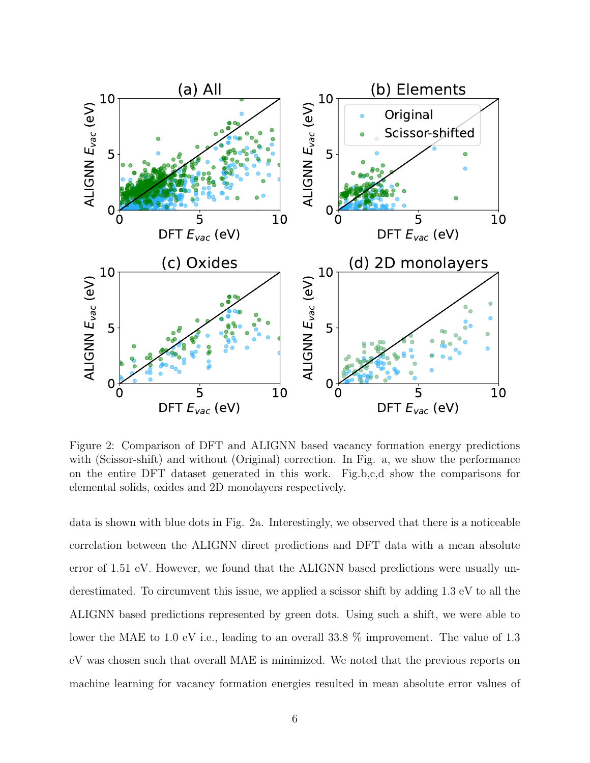Figure 2: Comparison of DFT and ALIGNN based vacancy formation energy predictions with (Scissor-shift) and without (Original) correction. In Fig. a, we show the performance on the entire DFT dataset generated in this work. Fig.b,c,d show the comparisons for elemental solids, oxides and 2D monolayers respectively.

data is shown with blue dots in Fig. 2a. Interestingly, we observed that there is a noticeable correlation between the ALIGNN direct predictions and DFT data with a mean absolute error of 1.51 eV. However, we found that the ALIGNN based predictions were usually underestimated. To circumvent this issue, we applied a scissor shift by adding 1.3 eV to all the ALIGNN based predictions represented by green dots. Using such a shift, we were able to lower the MAE to 1.0 eV i.e., leading to an overall 33.8 % improvement. The value of 1.3 eV was chosen such that overall MAE is minimized. We noted that the previous reports on machine learning for vacancy formation energies resulted in mean absolute error values of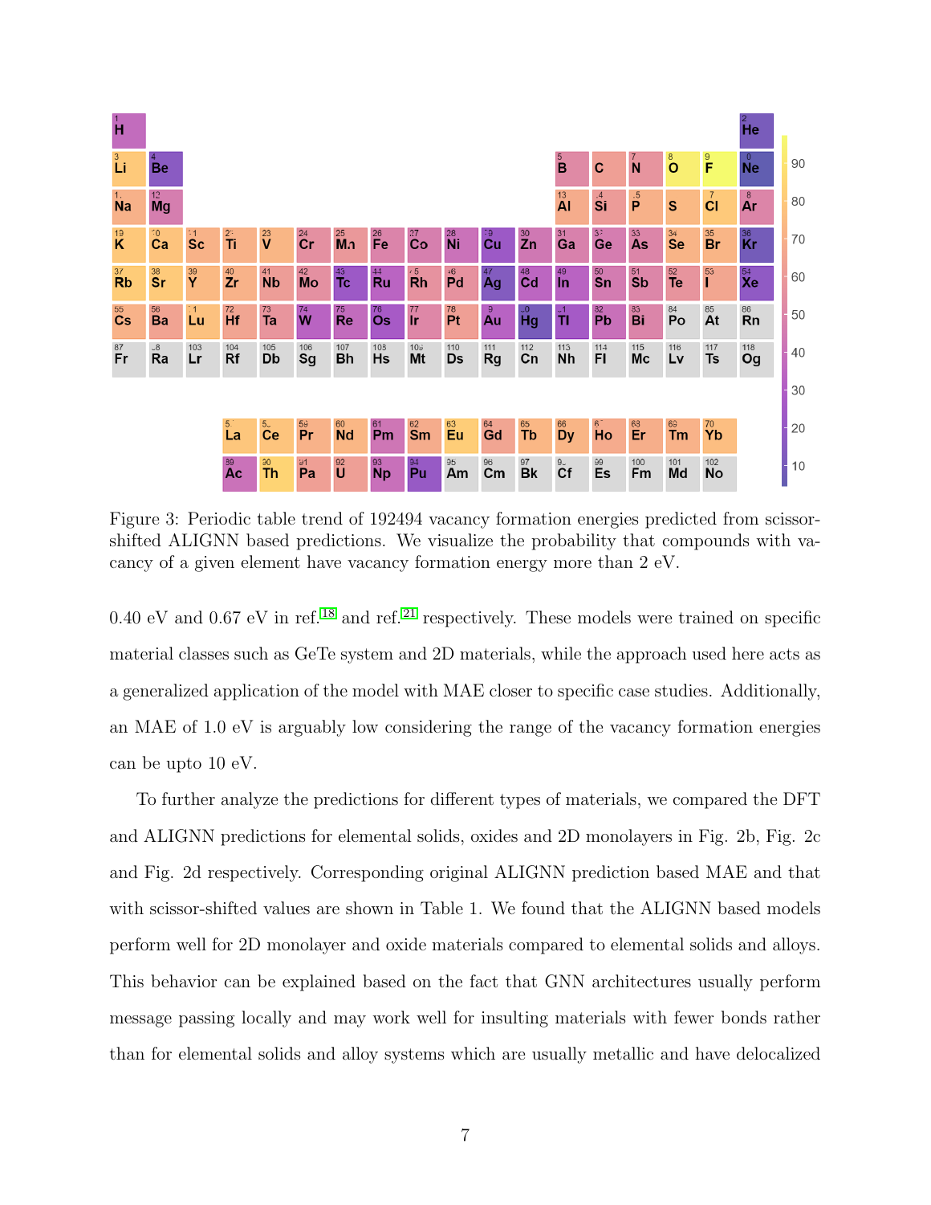Figure 3: Periodic table trend of 192494 vacancy formation energies predicted from scissor-shifted ALIGNN based predictions. We visualize the probability that compounds with vacancy of a given element have vacancy formation energy more than 2 eV.

0.40 eV and 0.67 eV in ref.[18] and ref.[21] respectively. These models were trained on specific material classes such as GeTe system and 2D materials, while the approach used here acts as a generalized application of the model with MAE closer to specific case studies. Additionally, an MAE of 1.0 eV is arguably low considering the range of the vacancy formation energies can be upto 10 eV.

To further analyze the predictions for different types of materials, we compared the DFT and ALIGNN predictions for elemental solids, oxides and 2D monolayers in Fig. 2b, Fig. 2c and Fig. 2d respectively. Corresponding original ALIGNN prediction based MAE and that with scissor-shifted values are shown in Table 1. We found that the ALIGNN based models perform well for 2D monolayer and oxide materials compared to elemental solids and alloys. This behavior can be explained based on the fact that GNN architectures usually perform message passing locally and may work well for insulting materials with fewer bonds rather than for elemental solids and alloy systems which are usually metallic and have delocalized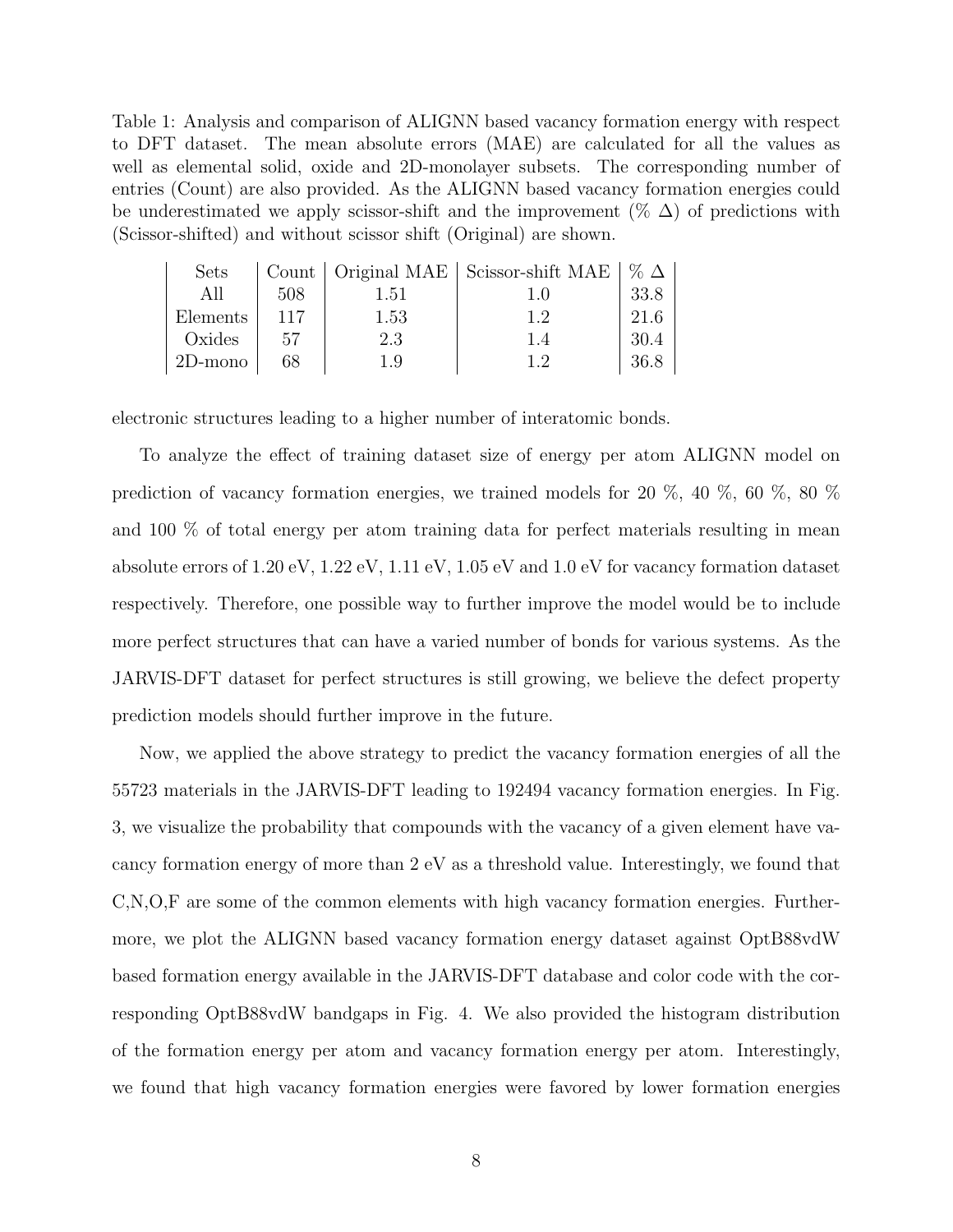Table 1: Analysis and comparison of ALIGNN based vacancy formation energy with respect to DFT dataset. The mean absolute errors (MAE) are calculated for all the values as well as elemental solid, oxide and 2D-monolayer subsets. The corresponding number of entries (Count) are also provided. As the ALIGNN based vacancy formation energies could be underestimated we apply scissor-shift and the improvement (% Δ) of predictions with (Scissor-shifted) and without scissor shift (Original) are shown.

| Sets | Count | Original MAE | Scissor-shift MAE | % Δ |
|---|---|---|---|---|
| All | 508 | 1.51 | 1.0 | 33.8 |
| Elements | 117 | 1.53 | 1.2 | 21.6 |
| Oxides | 57 | 2.3 | 1.4 | 30.4 |
| 2D-mono | 68 | 1.9 | 1.2 | 36.8 |

electronic structures leading to a higher number of interatomic bonds.

To analyze the effect of training dataset size of energy per atom ALIGNN model on prediction of vacancy formation energies, we trained models for 20 %, 40 %, 60 %, 80 % and 100 % of total energy per atom training data for perfect materials resulting in mean absolute errors of 1.20 eV, 1.22 eV, 1.11 eV, 1.05 eV and 1.0 eV for vacancy formation dataset respectively. Therefore, one possible way to further improve the model would be to include more perfect structures that can have a varied number of bonds for various systems. As the JARVIS-DFT dataset for perfect structures is still growing, we believe the defect property prediction models should further improve in the future.

Now, we applied the above strategy to predict the vacancy formation energies of all the 55723 materials in the JARVIS-DFT leading to 192494 vacancy formation energies. In Fig. 3, we visualize the probability that compounds with the vacancy of a given element have vacancy formation energy of more than 2 eV as a threshold value. Interestingly, we found that C,N,O,F are some of the common elements with high vacancy formation energies. Furthermore, we plot the ALIGNN based vacancy formation energy dataset against OptB88vdW based formation energy available in the JARVIS-DFT database and color code with the corresponding OptB88vdW bandgaps in Fig. 4. We also provided the histogram distribution of the formation energy per atom and vacancy formation energy per atom. Interestingly, we found that high vacancy formation energies were favored by lower formation energies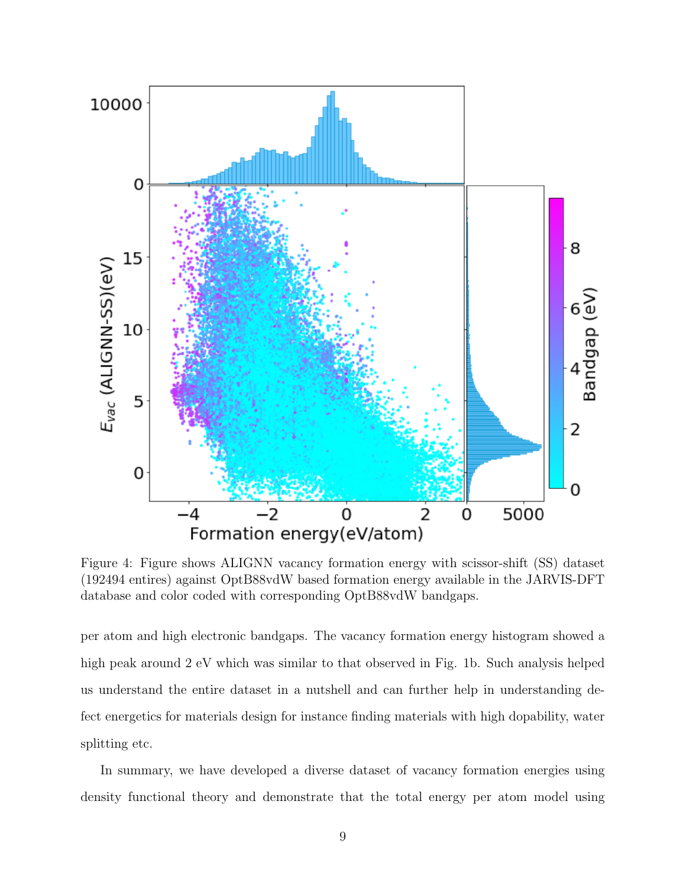Figure 4: Figure shows ALIGNN vacancy formation energy with scissor-shift (SS) dataset (192494 entires) against OptB88vdW based formation energy available in the JARVIS-DFT database and color coded with corresponding OptB88vdW bandgaps.

per atom and high electronic bandgaps. The vacancy formation energy histogram showed a high peak around 2 eV which was similar to that observed in Fig. 1b. Such analysis helped us understand the entire dataset in a nutshell and can further help in understanding defect energetics for materials design for instance finding materials with high dopability, water splitting etc.

In summary, we have developed a diverse dataset of vacancy formation energies using density functional theory and demonstrate that the total energy per atom model using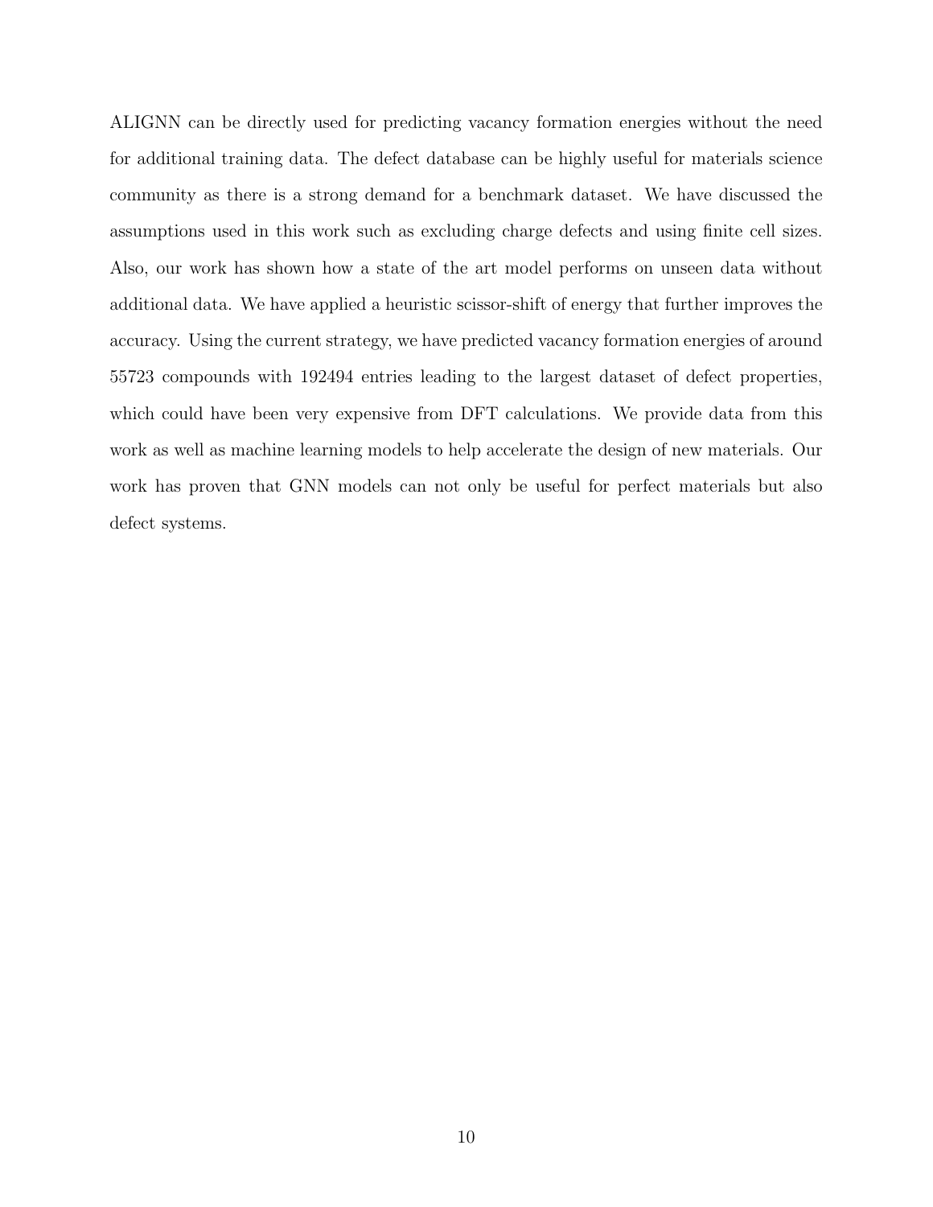ALIGNN can be directly used for predicting vacancy formation energies without the need for additional training data. The defect database can be highly useful for materials science community as there is a strong demand for a benchmark dataset. We have discussed the assumptions used in this work such as excluding charge defects and using finite cell sizes. Also, our work has shown how a state of the art model performs on unseen data without additional data. We have applied a heuristic scissor-shift of energy that further improves the accuracy. Using the current strategy, we have predicted vacancy formation energies of around 55723 compounds with 192494 entries leading to the largest dataset of defect properties, which could have been very expensive from DFT calculations. We provide data from this work as well as machine learning models to help accelerate the design of new materials. Our work has proven that GNN models can not only be useful for perfect materials but also defect systems.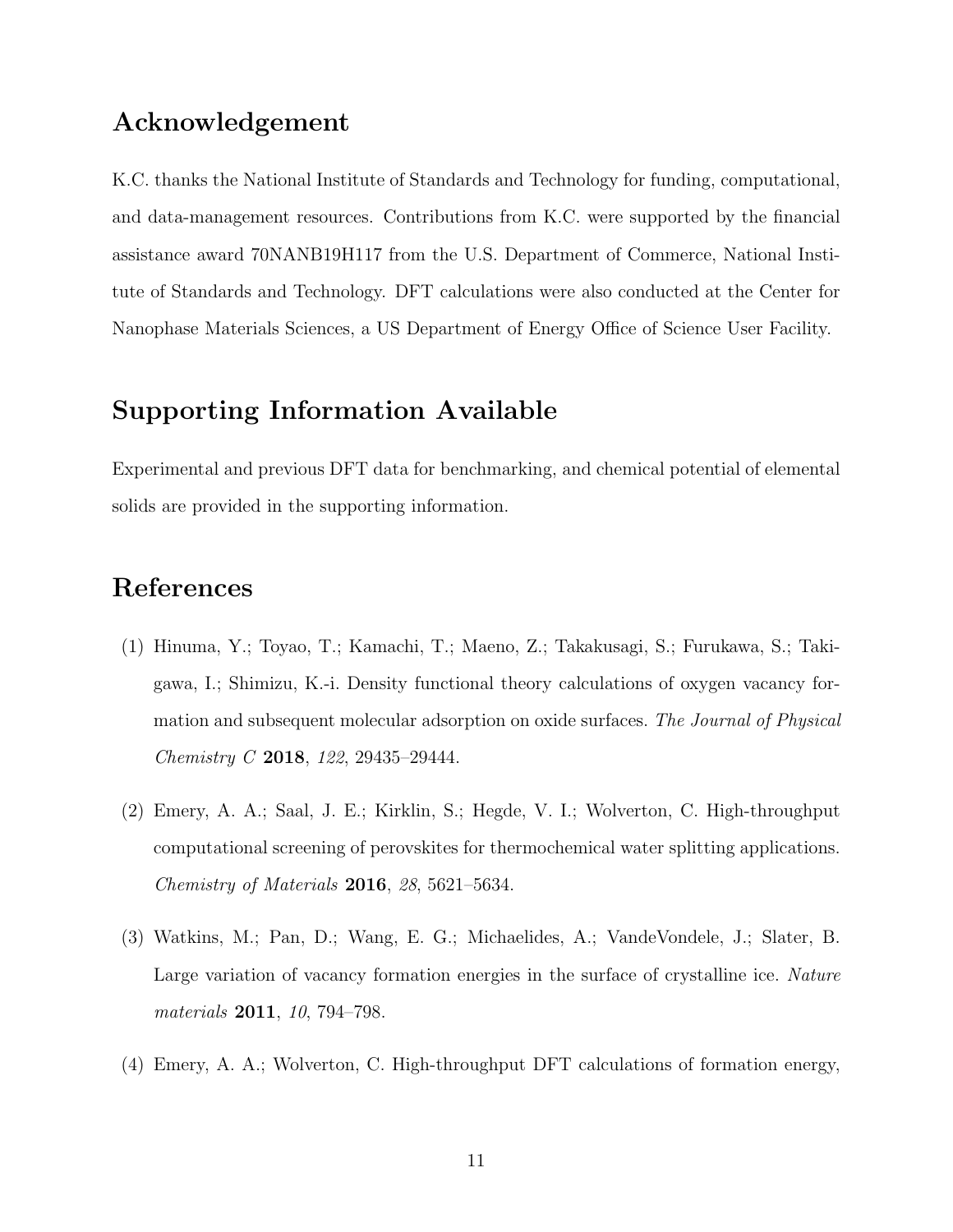## Acknowledgement

K.C. thanks the National Institute of Standards and Technology for funding, computational, and data-management resources. Contributions from K.C. were supported by the financial assistance award 70NANB19H117 from the U.S. Department of Commerce, National Institute of Standards and Technology. DFT calculations were also conducted at the Center for Nanophase Materials Sciences, a US Department of Energy Office of Science User Facility.

## Supporting Information Available

Experimental and previous DFT data for benchmarking, and chemical potential of elemental solids are provided in the supporting information.

## References

(1) Hinuma, Y.; Toyao, T.; Kamachi, T.; Maeno, Z.; Takakusagi, S.; Furukawa, S.; Takigawa, I.; Shimizu, K.-i. Density functional theory calculations of oxygen vacancy formation and subsequent molecular adsorption on oxide surfaces. *The Journal of Physical Chemistry C* **2018**, *122*, 29435–29444.

(2) Emery, A. A.; Saal, J. E.; Kirklin, S.; Hegde, V. I.; Wolverton, C. High-throughput computational screening of perovskites for thermochemical water splitting applications. *Chemistry of Materials* **2016**, *28*, 5621–5634.

(3) Watkins, M.; Pan, D.; Wang, E. G.; Michaelides, A.; VandeVondele, J.; Slater, B. Large variation of vacancy formation energies in the surface of crystalline ice. *Nature materials* **2011**, *10*, 794–798.

(4) Emery, A. A.; Wolverton, C. High-throughput DFT calculations of formation energy,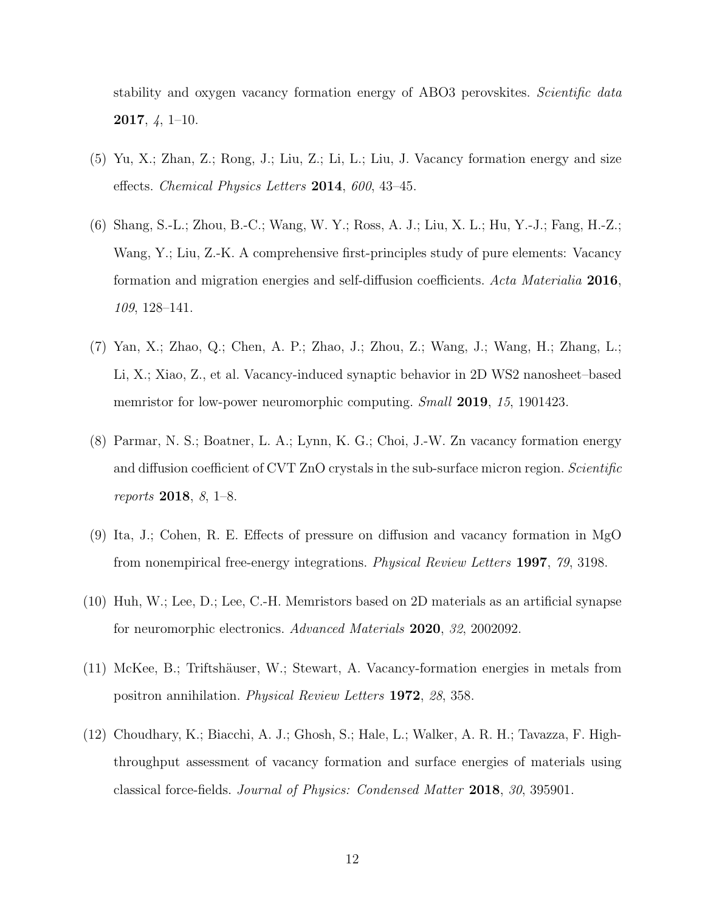stability and oxygen vacancy formation energy of ABO3 perovskites. *Scientific data* **2017**, *4*, 1–10.

(5) Yu, X.; Zhan, Z.; Rong, J.; Liu, Z.; Li, L.; Liu, J. Vacancy formation energy and size effects. *Chemical Physics Letters* **2014**, *600*, 43–45.

(6) Shang, S.-L.; Zhou, B.-C.; Wang, W. Y.; Ross, A. J.; Liu, X. L.; Hu, Y.-J.; Fang, H.-Z.; Wang, Y.; Liu, Z.-K. A comprehensive first-principles study of pure elements: Vacancy formation and migration energies and self-diffusion coefficients. *Acta Materialia* **2016**, *109*, 128–141.

(7) Yan, X.; Zhao, Q.; Chen, A. P.; Zhao, J.; Zhou, Z.; Wang, J.; Wang, H.; Zhang, L.; Li, X.; Xiao, Z., et al. Vacancy-induced synaptic behavior in 2D WS2 nanosheet–based memristor for low-power neuromorphic computing. *Small* **2019**, *15*, 1901423.

(8) Parmar, N. S.; Boatner, L. A.; Lynn, K. G.; Choi, J.-W. Zn vacancy formation energy and diffusion coefficient of CVT ZnO crystals in the sub-surface micron region. *Scientific reports* **2018**, *8*, 1–8.

(9) Ita, J.; Cohen, R. E. Effects of pressure on diffusion and vacancy formation in MgO from nonempirical free-energy integrations. *Physical Review Letters* **1997**, *79*, 3198.

(10) Huh, W.; Lee, D.; Lee, C.-H. Memristors based on 2D materials as an artificial synapse for neuromorphic electronics. *Advanced Materials* **2020**, *32*, 2002092.

(11) McKee, B.; Triftshäuser, W.; Stewart, A. Vacancy-formation energies in metals from positron annihilation. *Physical Review Letters* **1972**, *28*, 358.

(12) Choudhary, K.; Biacchi, A. J.; Ghosh, S.; Hale, L.; Walker, A. R. H.; Tavazza, F. High-throughput assessment of vacancy formation and surface energies of materials using classical force-fields. *Journal of Physics: Condensed Matter* **2018**, *30*, 395901.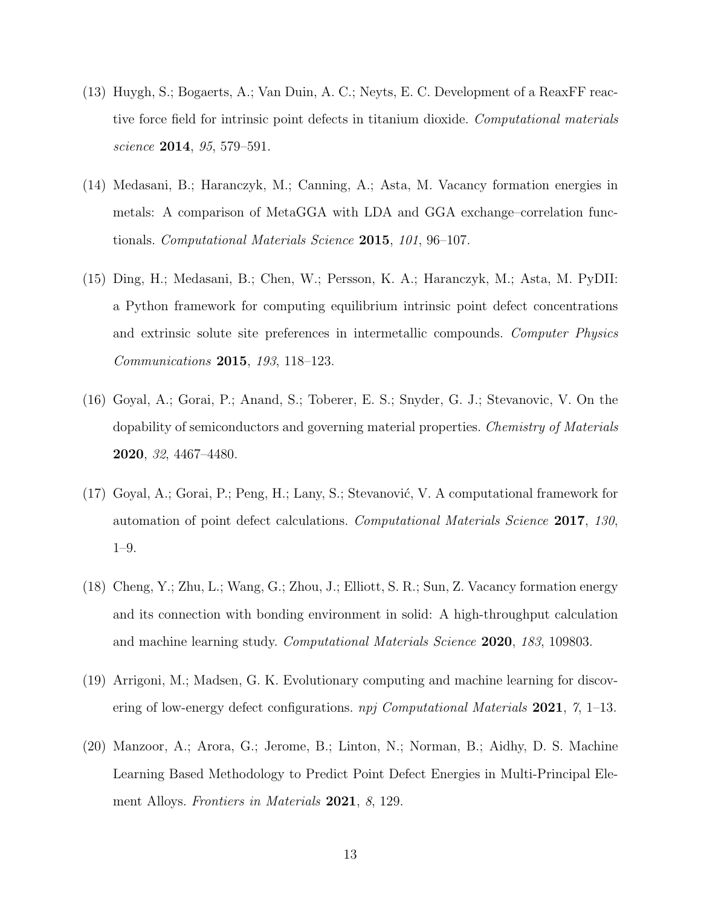(13) Huygh, S.; Bogaerts, A.; Van Duin, A. C.; Neyts, E. C. Development of a ReaxFF reactive force field for intrinsic point defects in titanium dioxide. *Computational materials science* **2014**, *95*, 579–591.

(14) Medasani, B.; Haranczyk, M.; Canning, A.; Asta, M. Vacancy formation energies in metals: A comparison of MetaGGA with LDA and GGA exchange–correlation functionals. *Computational Materials Science* **2015**, *101*, 96–107.

(15) Ding, H.; Medasani, B.; Chen, W.; Persson, K. A.; Haranczyk, M.; Asta, M. PyDII: a Python framework for computing equilibrium intrinsic point defect concentrations and extrinsic solute site preferences in intermetallic compounds. *Computer Physics Communications* **2015**, *193*, 118–123.

(16) Goyal, A.; Gorai, P.; Anand, S.; Toberer, E. S.; Snyder, G. J.; Stevanovic, V. On the dopability of semiconductors and governing material properties. *Chemistry of Materials* **2020**, *32*, 4467–4480.

(17) Goyal, A.; Gorai, P.; Peng, H.; Lany, S.; Stevanović, V. A computational framework for automation of point defect calculations. *Computational Materials Science* **2017**, *130*, 1–9.

(18) Cheng, Y.; Zhu, L.; Wang, G.; Zhou, J.; Elliott, S. R.; Sun, Z. Vacancy formation energy and its connection with bonding environment in solid: A high-throughput calculation and machine learning study. *Computational Materials Science* **2020**, *183*, 109803.

(19) Arrigoni, M.; Madsen, G. K. Evolutionary computing and machine learning for discovering of low-energy defect configurations. *npj Computational Materials* **2021**, *7*, 1–13.

(20) Manzoor, A.; Arora, G.; Jerome, B.; Linton, N.; Norman, B.; Aidhy, D. S. Machine Learning Based Methodology to Predict Point Defect Energies in Multi-Principal Element Alloys. *Frontiers in Materials* **2021**, *8*, 129.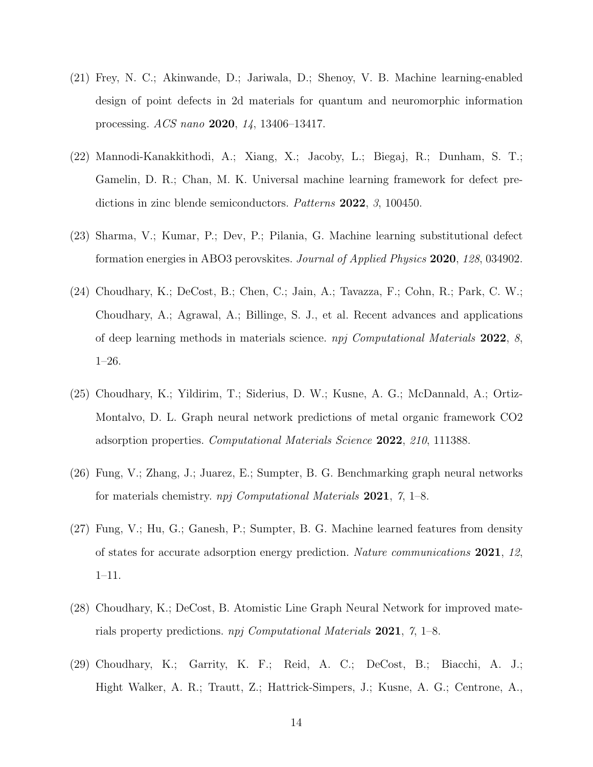(21) Frey, N. C.; Akinwande, D.; Jariwala, D.; Shenoy, V. B. Machine learning-enabled design of point defects in 2d materials for quantum and neuromorphic information processing. *ACS nano* **2020**, *14*, 13406–13417.

(22) Mannodi-Kanakkithodi, A.; Xiang, X.; Jacoby, L.; Biegaj, R.; Dunham, S. T.; Gamelin, D. R.; Chan, M. K. Universal machine learning framework for defect predictions in zinc blende semiconductors. *Patterns* **2022**, *3*, 100450.

(23) Sharma, V.; Kumar, P.; Dev, P.; Pilania, G. Machine learning substitutional defect formation energies in ABO3 perovskites. *Journal of Applied Physics* **2020**, *128*, 034902.

(24) Choudhary, K.; DeCost, B.; Chen, C.; Jain, A.; Tavazza, F.; Cohn, R.; Park, C. W.; Choudhary, A.; Agrawal, A.; Billinge, S. J., et al. Recent advances and applications of deep learning methods in materials science. *npj Computational Materials* **2022**, *8*, 1–26.

(25) Choudhary, K.; Yildirim, T.; Siderius, D. W.; Kusne, A. G.; McDannald, A.; Ortiz-Montalvo, D. L. Graph neural network predictions of metal organic framework CO2 adsorption properties. *Computational Materials Science* **2022**, *210*, 111388.

(26) Fung, V.; Zhang, J.; Juarez, E.; Sumpter, B. G. Benchmarking graph neural networks for materials chemistry. *npj Computational Materials* **2021**, *7*, 1–8.

(27) Fung, V.; Hu, G.; Ganesh, P.; Sumpter, B. G. Machine learned features from density of states for accurate adsorption energy prediction. *Nature communications* **2021**, *12*, 1–11.

(28) Choudhary, K.; DeCost, B. Atomistic Line Graph Neural Network for improved materials property predictions. *npj Computational Materials* **2021**, *7*, 1–8.

(29) Choudhary, K.; Garrity, K. F.; Reid, A. C.; DeCost, B.; Biacchi, A. J.; Hight Walker, A. R.; Trautt, Z.; Hattrick-Simpers, J.; Kusne, A. G.; Centrone, A.,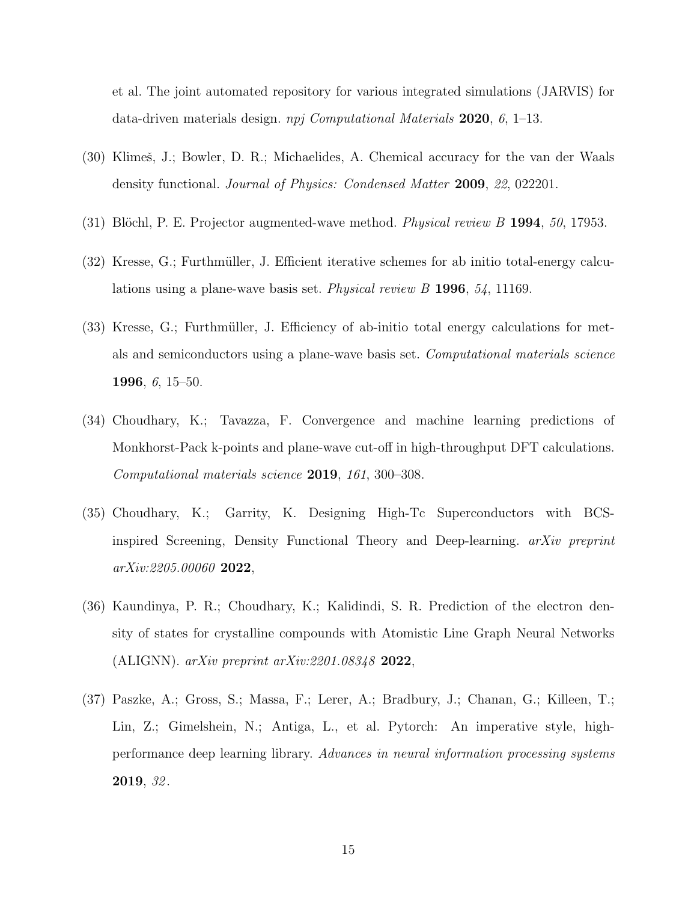et al. The joint automated repository for various integrated simulations (JARVIS) for data-driven materials design. *npj Computational Materials* **2020**, *6*, 1–13.

(30) Klimeš, J.; Bowler, D. R.; Michaelides, A. Chemical accuracy for the van der Waals density functional. *Journal of Physics: Condensed Matter* **2009**, *22*, 022201.

(31) Blöchl, P. E. Projector augmented-wave method. *Physical review B* **1994**, *50*, 17953.

(32) Kresse, G.; Furthmüller, J. Efficient iterative schemes for ab initio total-energy calculations using a plane-wave basis set. *Physical review B* **1996**, *54*, 11169.

(33) Kresse, G.; Furthmüller, J. Efficiency of ab-initio total energy calculations for metals and semiconductors using a plane-wave basis set. *Computational materials science* **1996**, *6*, 15–50.

(34) Choudhary, K.; Tavazza, F. Convergence and machine learning predictions of Monkhorst-Pack k-points and plane-wave cut-off in high-throughput DFT calculations. *Computational materials science* **2019**, *161*, 300–308.

(35) Choudhary, K.; Garrity, K. Designing High-Tc Superconductors with BCS-inspired Screening, Density Functional Theory and Deep-learning. *arXiv preprint arXiv:2205.00060* **2022**,

(36) Kaundinya, P. R.; Choudhary, K.; Kalidindi, S. R. Prediction of the electron density of states for crystalline compounds with Atomistic Line Graph Neural Networks (ALIGNN). *arXiv preprint arXiv:2201.08348* **2022**,

(37) Paszke, A.; Gross, S.; Massa, F.; Lerer, A.; Bradbury, J.; Chanan, G.; Killeen, T.; Lin, Z.; Gimelshein, N.; Antiga, L., et al. Pytorch: An imperative style, high-performance deep learning library. *Advances in neural information processing systems* **2019**, *32*.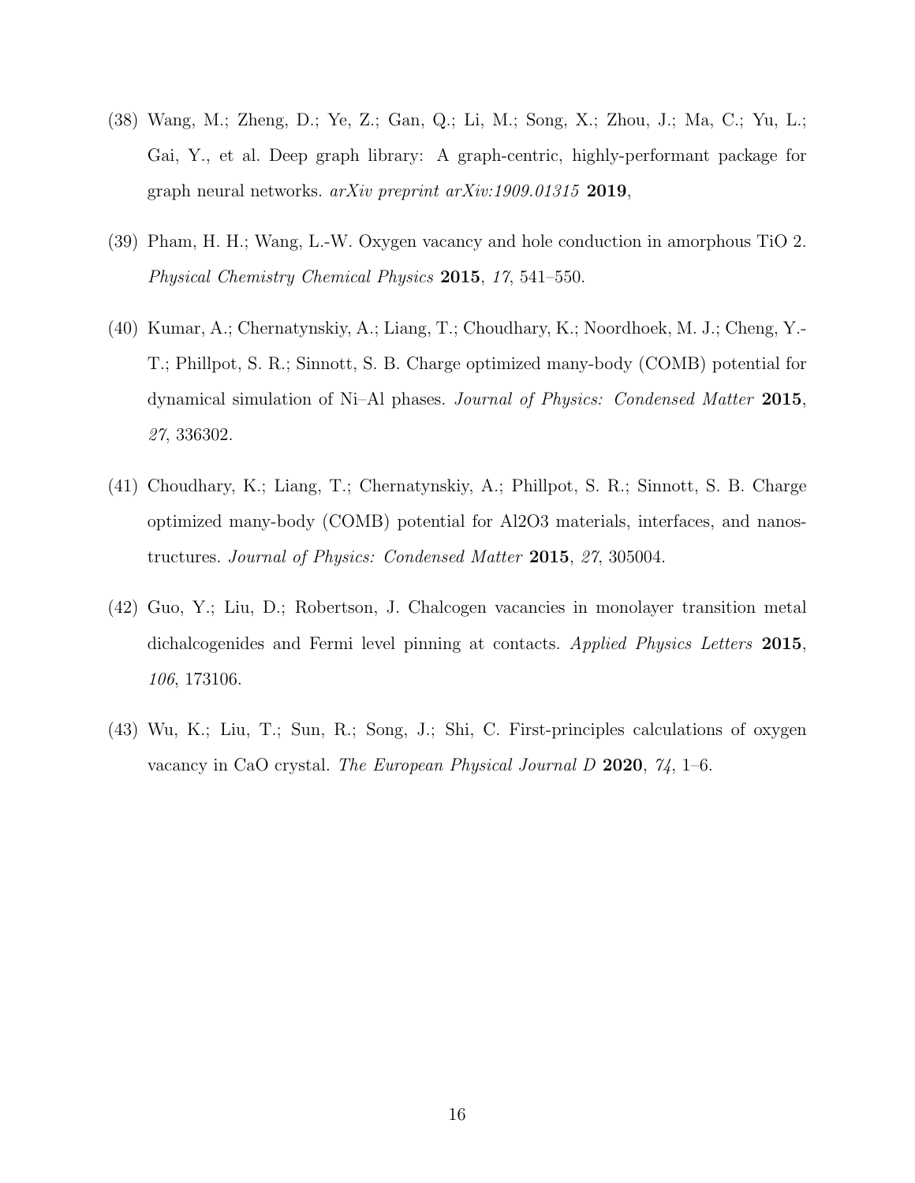(38) Wang, M.; Zheng, D.; Ye, Z.; Gan, Q.; Li, M.; Song, X.; Zhou, J.; Ma, C.; Yu, L.; Gai, Y., et al. Deep graph library: A graph-centric, highly-performant package for graph neural networks. *arXiv preprint arXiv:1909.01315* **2019**,

(39) Pham, H. H.; Wang, L.-W. Oxygen vacancy and hole conduction in amorphous TiO 2. *Physical Chemistry Chemical Physics* **2015**, *17*, 541–550.

(40) Kumar, A.; Chernatynskiy, A.; Liang, T.; Choudhary, K.; Noordhoek, M. J.; Cheng, Y.-T.; Phillpot, S. R.; Sinnott, S. B. Charge optimized many-body (COMB) potential for dynamical simulation of Ni–Al phases. *Journal of Physics: Condensed Matter* **2015**, *27*, 336302.

(41) Choudhary, K.; Liang, T.; Chernatynskiy, A.; Phillpot, S. R.; Sinnott, S. B. Charge optimized many-body (COMB) potential for Al2O3 materials, interfaces, and nanostructures. *Journal of Physics: Condensed Matter* **2015**, *27*, 305004.

(42) Guo, Y.; Liu, D.; Robertson, J. Chalcogen vacancies in monolayer transition metal dichalcogenides and Fermi level pinning at contacts. *Applied Physics Letters* **2015**, *106*, 173106.

(43) Wu, K.; Liu, T.; Sun, R.; Song, J.; Shi, C. First-principles calculations of oxygen vacancy in CaO crystal. *The European Physical Journal D* **2020**, *74*, 1–6.